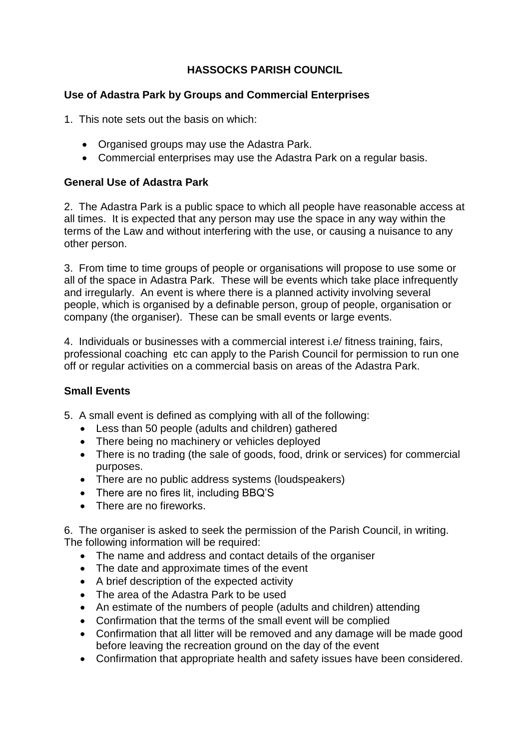# HASSOCKS PARISH COUNCIL

## Use of Adastra Park by Groups and Commercial Enterprises

1. This note sets out the basis on which:

- Organised groups may use the Adastra Park.
- Commercial enterprises may use the Adastra Park on a regular basis.

### General Use of Adastra Park

2. The Adastra Park is a public space to which all people have reasonable access at all times. It is expected that any person may use the space in any way within the terms of the Law and without interfering with the use, or causing a nuisance to any other person.

3. From time to time groups of people or organisations will propose to use some or all of the space in Adastra Park. These will be events which take place infrequently and irregularly. An event is where there is a planned activity involving several people, which is organised by a definable person, group of people, organisation or company (the organiser). These can be small events or large events.

4. Individuals or businesses with a commercial interest i.e/ fitness training, fairs, professional coaching etc can apply to the Parish Council for permission to run one off or regular activities on a commercial basis on areas of the Adastra Park.

### Small Events

5. A small event is defined as complying with all of the following:
   - Less than 50 people (adults and children) gathered
   - There being no machinery or vehicles deployed
   - There is no trading (the sale of goods, food, drink or services) for commercial purposes.
   - There are no public address systems (loudspeakers)
   - There are no fires lit, including BBQ'S
   - There are no fireworks.

6. The organiser is asked to seek the permission of the Parish Council, in writing. The following information will be required:
   - The name and address and contact details of the organiser
   - The date and approximate times of the event
   - A brief description of the expected activity
   - The area of the Adastra Park to be used
   - An estimate of the numbers of people (adults and children) attending
   - Confirmation that the terms of the small event will be complied
   - Confirmation that all litter will be removed and any damage will be made good before leaving the recreation ground on the day of the event
   - Confirmation that appropriate health and safety issues have been considered.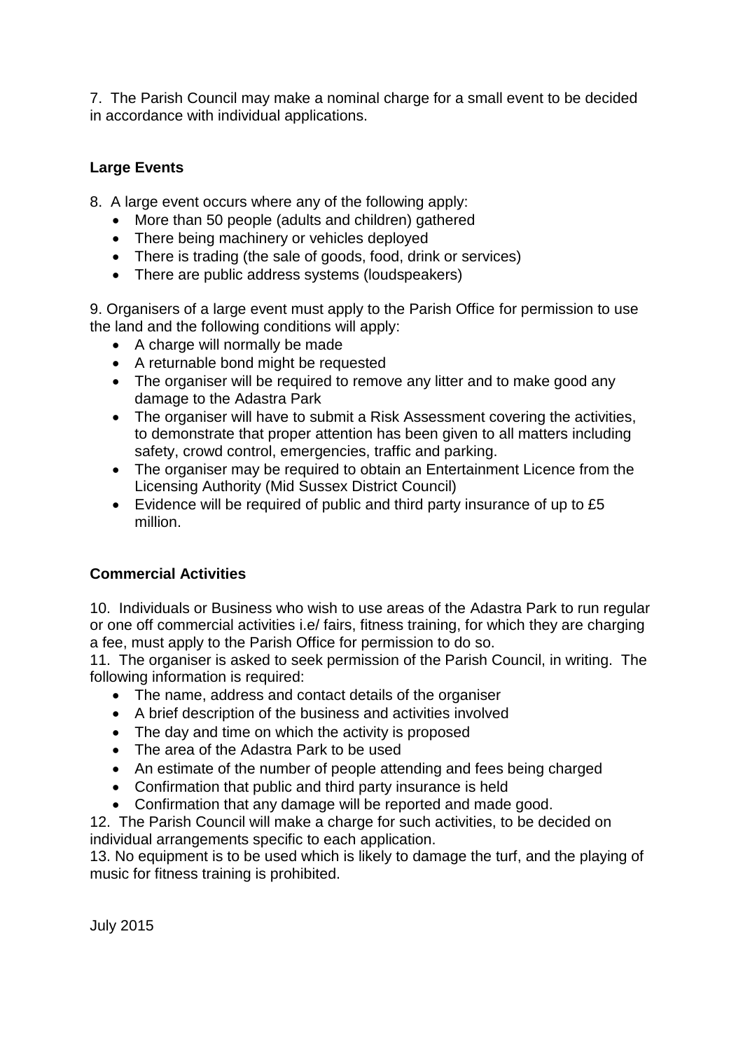7. The Parish Council may make a nominal charge for a small event to be decided in accordance with individual applications.

**Large Events**

8. A large event occurs where any of the following apply:

- More than 50 people (adults and children) gathered
- There being machinery or vehicles deployed
- There is trading (the sale of goods, food, drink or services)
- There are public address systems (loudspeakers)

9. Organisers of a large event must apply to the Parish Office for permission to use the land and the following conditions will apply:

- A charge will normally be made
- A returnable bond might be requested
- The organiser will be required to remove any litter and to make good any damage to the Adastra Park
- The organiser will have to submit a Risk Assessment covering the activities, to demonstrate that proper attention has been given to all matters including safety, crowd control, emergencies, traffic and parking.
- The organiser may be required to obtain an Entertainment Licence from the Licensing Authority (Mid Sussex District Council)
- Evidence will be required of public and third party insurance of up to £5 million.

**Commercial Activities**

10. Individuals or Business who wish to use areas of the Adastra Park to run regular or one off commercial activities i.e/ fairs, fitness training, for which they are charging a fee, must apply to the Parish Office for permission to do so.

11. The organiser is asked to seek permission of the Parish Council, in writing. The following information is required:

- The name, address and contact details of the organiser
- A brief description of the business and activities involved
- The day and time on which the activity is proposed
- The area of the Adastra Park to be used
- An estimate of the number of people attending and fees being charged
- Confirmation that public and third party insurance is held
- Confirmation that any damage will be reported and made good.

12. The Parish Council will make a charge for such activities, to be decided on individual arrangements specific to each application.

13. No equipment is to be used which is likely to damage the turf, and the playing of music for fitness training is prohibited.

July 2015